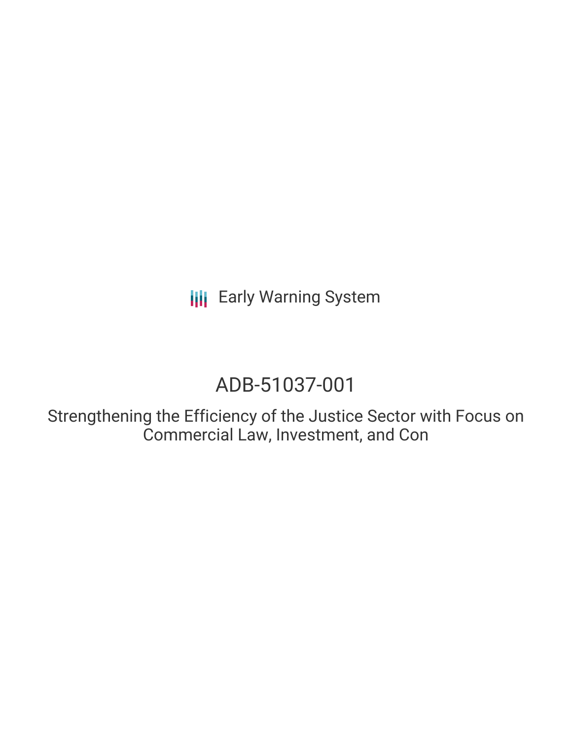Early Warning System

# ADB-51037-001

Strengthening the Efficiency of the Justice Sector with Focus on Commercial Law, Investment, and Con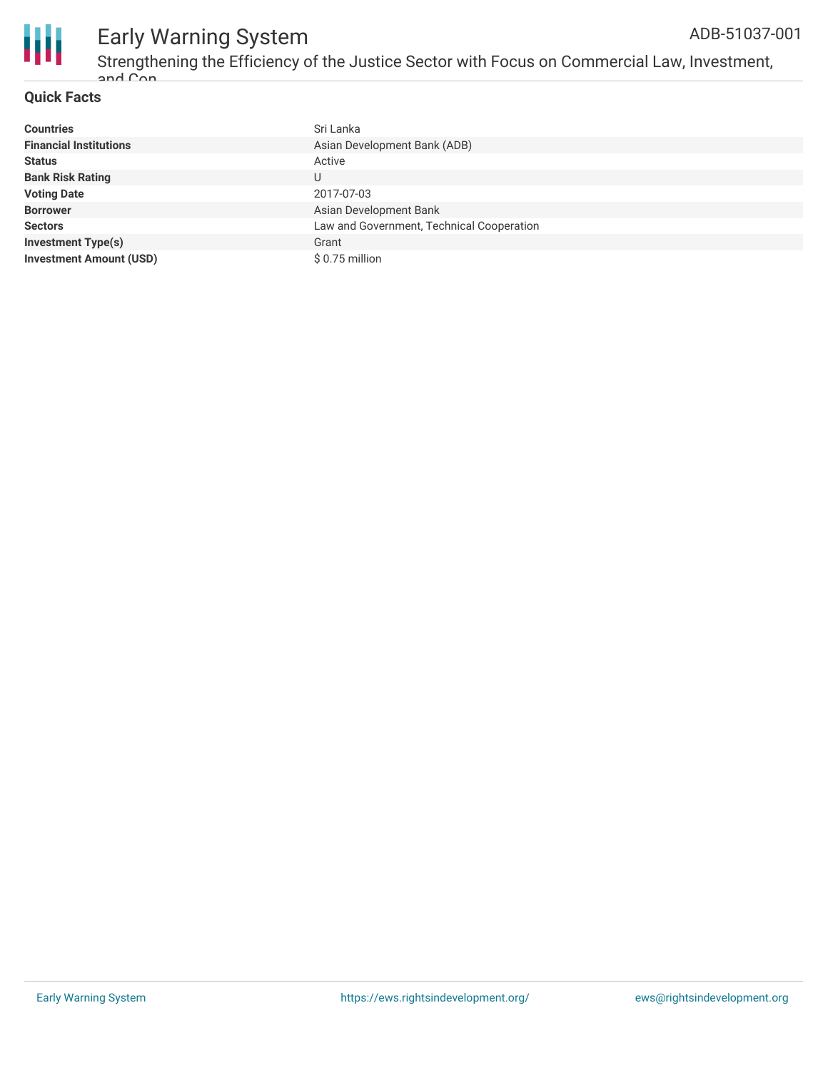## Quick Facts

| | |
|---|---|
| **Countries** | Sri Lanka |
| **Financial Institutions** | Asian Development Bank (ADB) |
| **Status** | Active |
| **Bank Risk Rating** | U |
| **Voting Date** | 2017-07-03 |
| **Borrower** | Asian Development Bank |
| **Sectors** | Law and Government, Technical Cooperation |
| **Investment Type(s)** | Grant |
| **Investment Amount (USD)** | $ 0.75 million |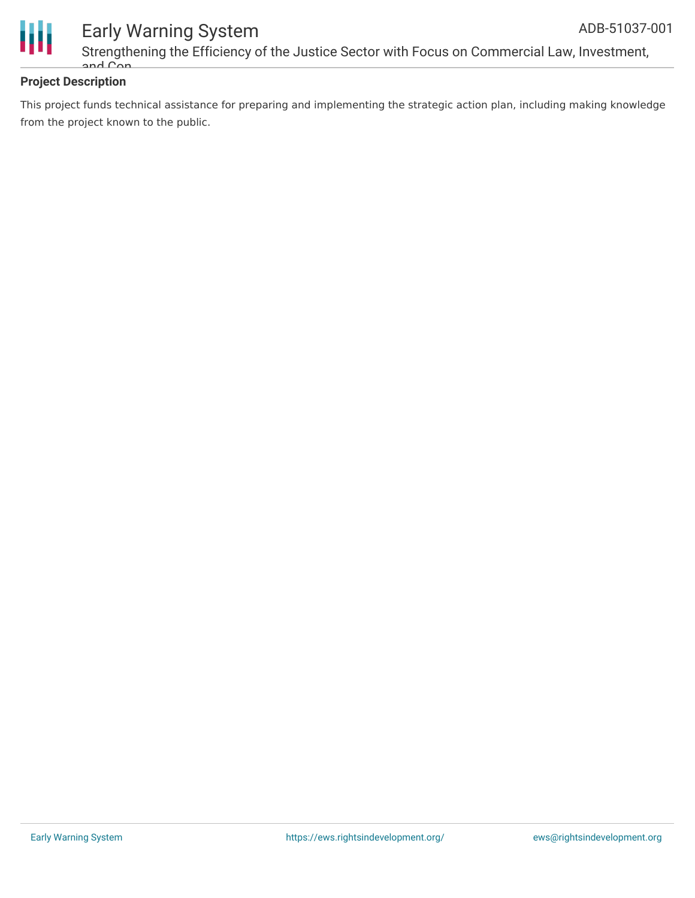### Project Description

This project funds technical assistance for preparing and implementing the strategic action plan, including making knowledge from the project known to the public.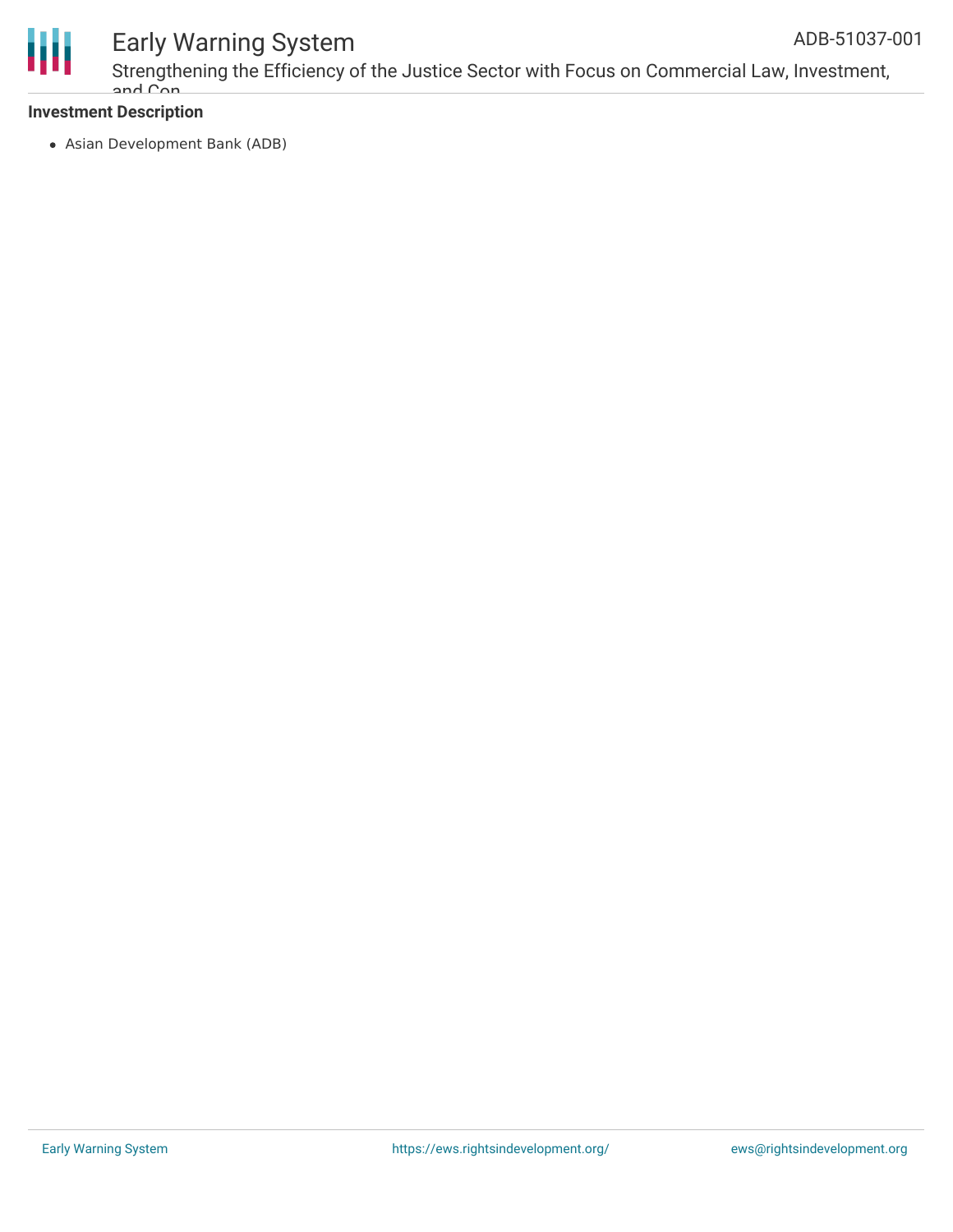**Investment Description**

- Asian Development Bank (ADB)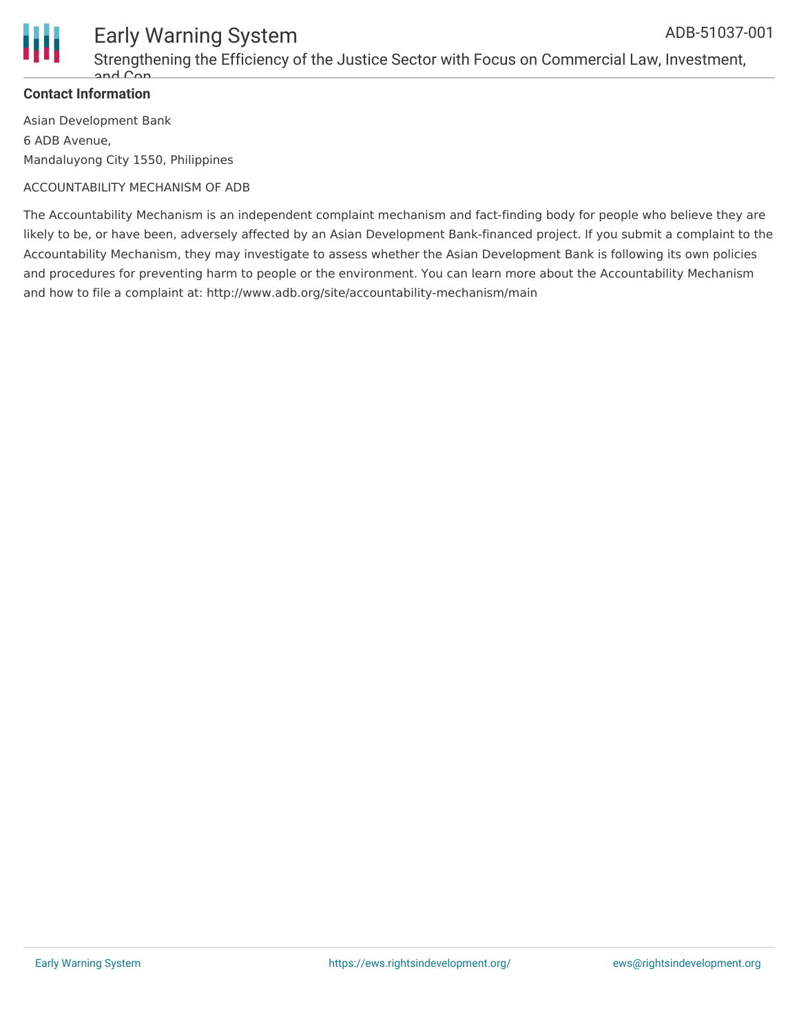**Contact Information**

Asian Development Bank
6 ADB Avenue,
Mandaluyong City 1550, Philippines

ACCOUNTABILITY MECHANISM OF ADB

The Accountability Mechanism is an independent complaint mechanism and fact-finding body for people who believe they are likely to be, or have been, adversely affected by an Asian Development Bank-financed project. If you submit a complaint to the Accountability Mechanism, they may investigate to assess whether the Asian Development Bank is following its own policies and procedures for preventing harm to people or the environment. You can learn more about the Accountability Mechanism and how to file a complaint at: http://www.adb.org/site/accountability-mechanism/main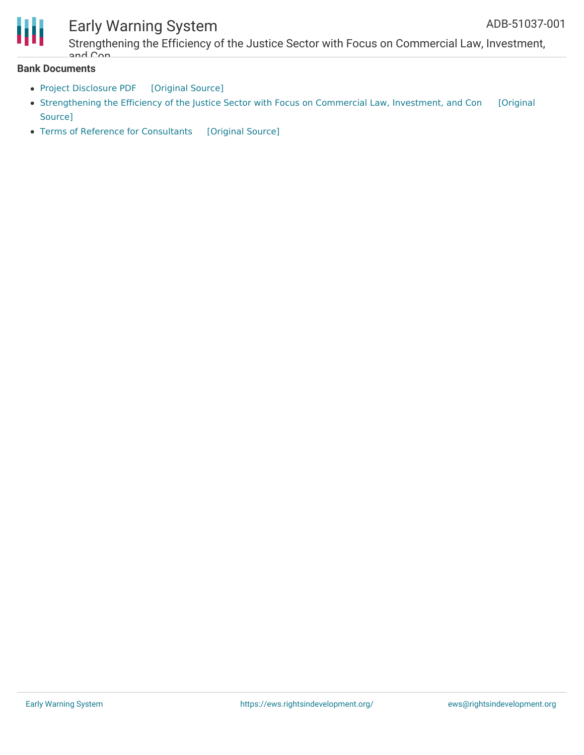**Bank Documents**

- Project Disclosure PDF [Original Source]
- Strengthening the Efficiency of the Justice Sector with Focus on Commercial Law, Investment, and Con [Original Source]
- Terms of Reference for Consultants [Original Source]